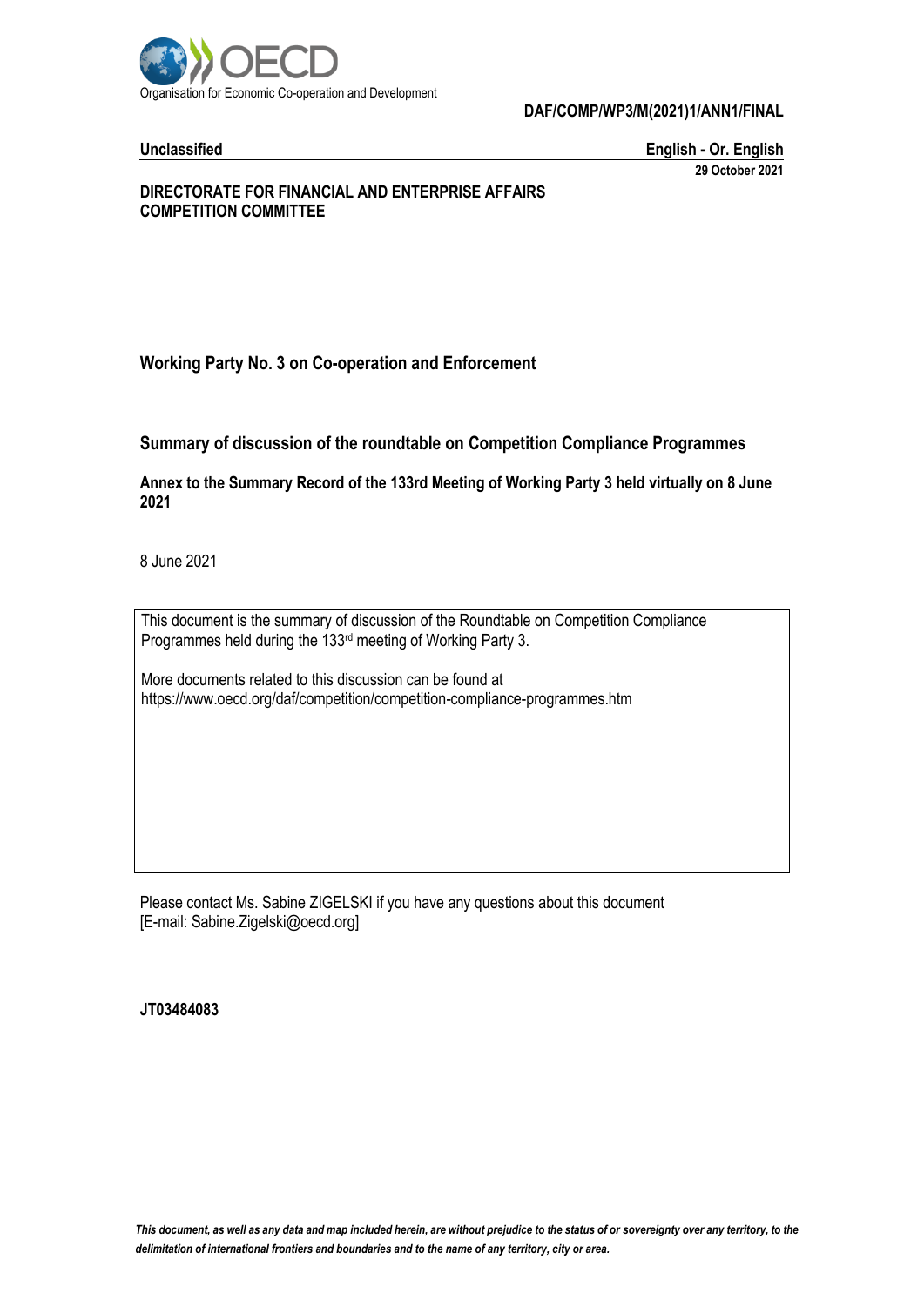Organisation for Economic Co-operation and Development

**DAF/COMP/WP3/M(2021)1/ANN1/FINAL**

**Unclassified** **English - Or. English**

**29 October 2021**

**DIRECTORATE FOR FINANCIAL AND ENTERPRISE AFFAIRS**
**COMPETITION COMMITTEE**

## Working Party No. 3 on Co-operation and Enforcement

# Summary of discussion of the roundtable on Competition Compliance Programmes

**Annex to the Summary Record of the 133rd Meeting of Working Party 3 held virtually on 8 June 2021**

8 June 2021

This document is the summary of discussion of the Roundtable on Competition Compliance Programmes held during the 133rd meeting of Working Party 3.

More documents related to this discussion can be found at https://www.oecd.org/daf/competition/competition-compliance-programmes.htm

Please contact Ms. Sabine ZIGELSKI if you have any questions about this document [E-mail: Sabine.Zigelski@oecd.org]

**JT03484083**

*This document, as well as any data and map included herein, are without prejudice to the status of or sovereignty over any territory, to the delimitation of international frontiers and boundaries and to the name of any territory, city or area.*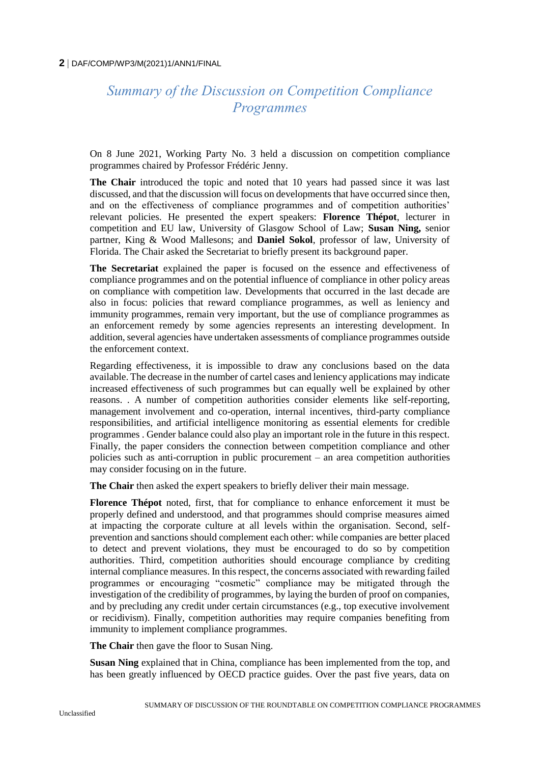# *Summary of the Discussion on Competition Compliance Programmes*

On 8 June 2021, Working Party No. 3 held a discussion on competition compliance programmes chaired by Professor Frédéric Jenny.

**The Chair** introduced the topic and noted that 10 years had passed since it was last discussed, and that the discussion will focus on developments that have occurred since then, and on the effectiveness of compliance programmes and of competition authorities' relevant policies. He presented the expert speakers: **Florence Thépot**, lecturer in competition and EU law, University of Glasgow School of Law; **Susan Ning,** senior partner, King & Wood Mallesons; and **Daniel Sokol**, professor of law, University of Florida. The Chair asked the Secretariat to briefly present its background paper.

**The Secretariat** explained the paper is focused on the essence and effectiveness of compliance programmes and on the potential influence of compliance in other policy areas on compliance with competition law. Developments that occurred in the last decade are also in focus: policies that reward compliance programmes, as well as leniency and immunity programmes, remain very important, but the use of compliance programmes as an enforcement remedy by some agencies represents an interesting development. In addition, several agencies have undertaken assessments of compliance programmes outside the enforcement context.

Regarding effectiveness, it is impossible to draw any conclusions based on the data available. The decrease in the number of cartel cases and leniency applications may indicate increased effectiveness of such programmes but can equally well be explained by other reasons. . A number of competition authorities consider elements like self-reporting, management involvement and co-operation, internal incentives, third-party compliance responsibilities, and artificial intelligence monitoring as essential elements for credible programmes . Gender balance could also play an important role in the future in this respect. Finally, the paper considers the connection between competition compliance and other policies such as anti-corruption in public procurement – an area competition authorities may consider focusing on in the future.

**The Chair** then asked the expert speakers to briefly deliver their main message.

**Florence Thépot** noted, first, that for compliance to enhance enforcement it must be properly defined and understood, and that programmes should comprise measures aimed at impacting the corporate culture at all levels within the organisation. Second, self-prevention and sanctions should complement each other: while companies are better placed to detect and prevent violations, they must be encouraged to do so by competition authorities. Third, competition authorities should encourage compliance by crediting internal compliance measures. In this respect, the concerns associated with rewarding failed programmes or encouraging "cosmetic" compliance may be mitigated through the investigation of the credibility of programmes, by laying the burden of proof on companies, and by precluding any credit under certain circumstances (e.g., top executive involvement or recidivism). Finally, competition authorities may require companies benefiting from immunity to implement compliance programmes.

**The Chair** then gave the floor to Susan Ning.

**Susan Ning** explained that in China, compliance has been implemented from the top, and has been greatly influenced by OECD practice guides. Over the past five years, data on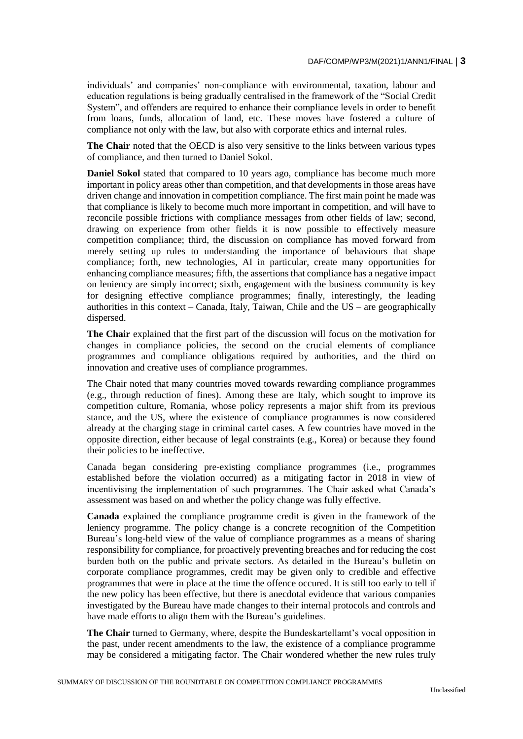individuals' and companies' non-compliance with environmental, taxation, labour and education regulations is being gradually centralised in the framework of the "Social Credit System", and offenders are required to enhance their compliance levels in order to benefit from loans, funds, allocation of land, etc. These moves have fostered a culture of compliance not only with the law, but also with corporate ethics and internal rules.

**The Chair** noted that the OECD is also very sensitive to the links between various types of compliance, and then turned to Daniel Sokol.

**Daniel Sokol** stated that compared to 10 years ago, compliance has become much more important in policy areas other than competition, and that developments in those areas have driven change and innovation in competition compliance. The first main point he made was that compliance is likely to become much more important in competition, and will have to reconcile possible frictions with compliance messages from other fields of law; second, drawing on experience from other fields it is now possible to effectively measure competition compliance; third, the discussion on compliance has moved forward from merely setting up rules to understanding the importance of behaviours that shape compliance; forth, new technologies, AI in particular, create many opportunities for enhancing compliance measures; fifth, the assertions that compliance has a negative impact on leniency are simply incorrect; sixth, engagement with the business community is key for designing effective compliance programmes; finally, interestingly, the leading authorities in this context – Canada, Italy, Taiwan, Chile and the US – are geographically dispersed.

**The Chair** explained that the first part of the discussion will focus on the motivation for changes in compliance policies, the second on the crucial elements of compliance programmes and compliance obligations required by authorities, and the third on innovation and creative uses of compliance programmes.

The Chair noted that many countries moved towards rewarding compliance programmes (e.g., through reduction of fines). Among these are Italy, which sought to improve its competition culture, Romania, whose policy represents a major shift from its previous stance, and the US, where the existence of compliance programmes is now considered already at the charging stage in criminal cartel cases. A few countries have moved in the opposite direction, either because of legal constraints (e.g., Korea) or because they found their policies to be ineffective.

Canada began considering pre-existing compliance programmes (i.e., programmes established before the violation occurred) as a mitigating factor in 2018 in view of incentivising the implementation of such programmes. The Chair asked what Canada's assessment was based on and whether the policy change was fully effective.

**Canada** explained the compliance programme credit is given in the framework of the leniency programme. The policy change is a concrete recognition of the Competition Bureau's long-held view of the value of compliance programmes as a means of sharing responsibility for compliance, for proactively preventing breaches and for reducing the cost burden both on the public and private sectors. As detailed in the Bureau's bulletin on corporate compliance programmes, credit may be given only to credible and effective programmes that were in place at the time the offence occured. It is still too early to tell if the new policy has been effective, but there is anecdotal evidence that various companies investigated by the Bureau have made changes to their internal protocols and controls and have made efforts to align them with the Bureau's guidelines.

**The Chair** turned to Germany, where, despite the Bundeskartellamt's vocal opposition in the past, under recent amendments to the law, the existence of a compliance programme may be considered a mitigating factor. The Chair wondered whether the new rules truly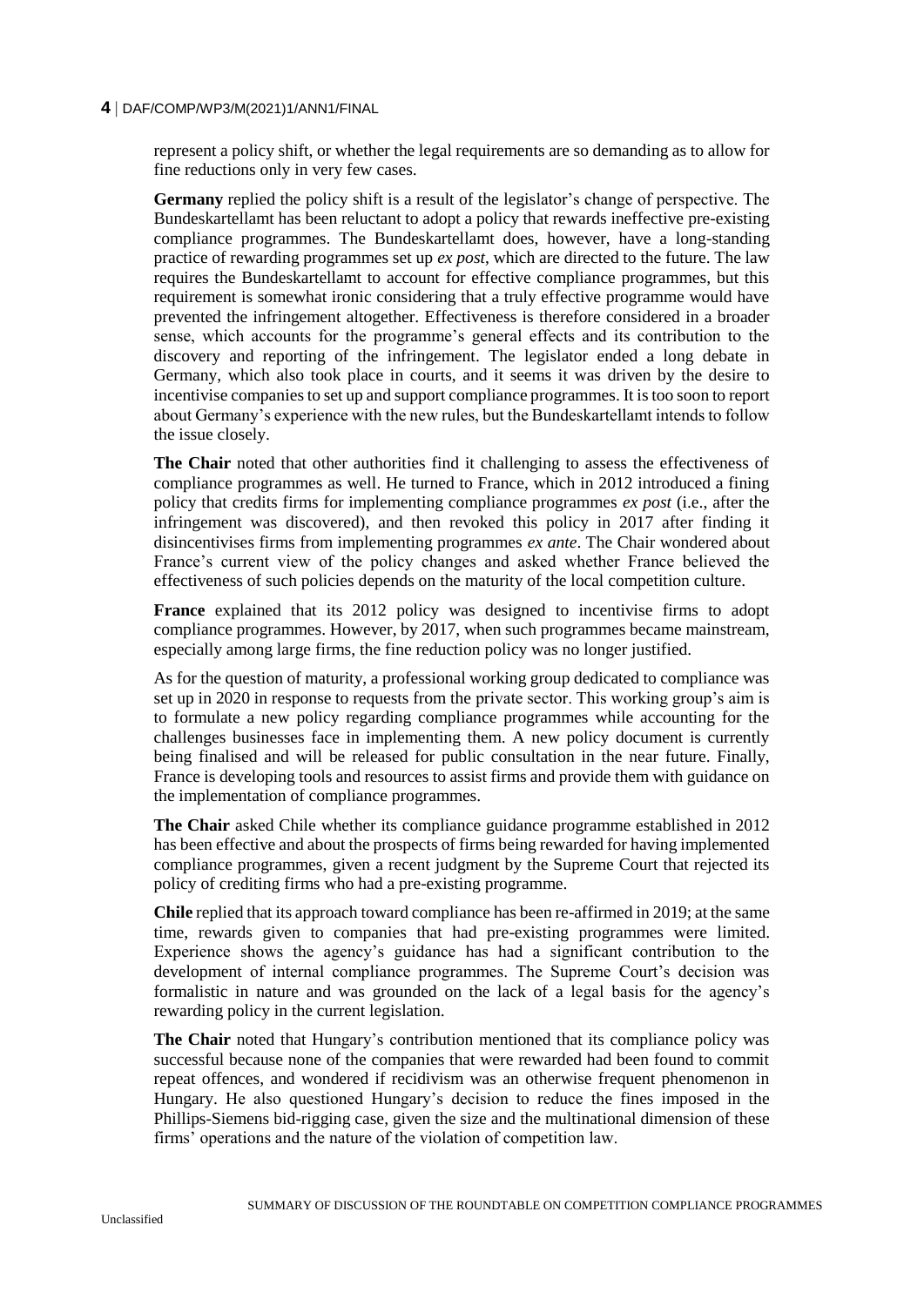represent a policy shift, or whether the legal requirements are so demanding as to allow for fine reductions only in very few cases.

**Germany** replied the policy shift is a result of the legislator's change of perspective. The Bundeskartellamt has been reluctant to adopt a policy that rewards ineffective pre-existing compliance programmes. The Bundeskartellamt does, however, have a long-standing practice of rewarding programmes set up *ex post*, which are directed to the future. The law requires the Bundeskartellamt to account for effective compliance programmes, but this requirement is somewhat ironic considering that a truly effective programme would have prevented the infringement altogether. Effectiveness is therefore considered in a broader sense, which accounts for the programme's general effects and its contribution to the discovery and reporting of the infringement. The legislator ended a long debate in Germany, which also took place in courts, and it seems it was driven by the desire to incentivise companies to set up and support compliance programmes. It is too soon to report about Germany's experience with the new rules, but the Bundeskartellamt intends to follow the issue closely.

**The Chair** noted that other authorities find it challenging to assess the effectiveness of compliance programmes as well. He turned to France, which in 2012 introduced a fining policy that credits firms for implementing compliance programmes *ex post* (i.e., after the infringement was discovered), and then revoked this policy in 2017 after finding it disincentivises firms from implementing programmes *ex ante*. The Chair wondered about France's current view of the policy changes and asked whether France believed the effectiveness of such policies depends on the maturity of the local competition culture.

**France** explained that its 2012 policy was designed to incentivise firms to adopt compliance programmes. However, by 2017, when such programmes became mainstream, especially among large firms, the fine reduction policy was no longer justified.

As for the question of maturity, a professional working group dedicated to compliance was set up in 2020 in response to requests from the private sector. This working group's aim is to formulate a new policy regarding compliance programmes while accounting for the challenges businesses face in implementing them. A new policy document is currently being finalised and will be released for public consultation in the near future. Finally, France is developing tools and resources to assist firms and provide them with guidance on the implementation of compliance programmes.

**The Chair** asked Chile whether its compliance guidance programme established in 2012 has been effective and about the prospects of firms being rewarded for having implemented compliance programmes, given a recent judgment by the Supreme Court that rejected its policy of crediting firms who had a pre-existing programme.

**Chile** replied that its approach toward compliance has been re-affirmed in 2019; at the same time, rewards given to companies that had pre-existing programmes were limited. Experience shows the agency's guidance has had a significant contribution to the development of internal compliance programmes. The Supreme Court's decision was formalistic in nature and was grounded on the lack of a legal basis for the agency's rewarding policy in the current legislation.

**The Chair** noted that Hungary's contribution mentioned that its compliance policy was successful because none of the companies that were rewarded had been found to commit repeat offences, and wondered if recidivism was an otherwise frequent phenomenon in Hungary. He also questioned Hungary's decision to reduce the fines imposed in the Phillips-Siemens bid-rigging case, given the size and the multinational dimension of these firms' operations and the nature of the violation of competition law.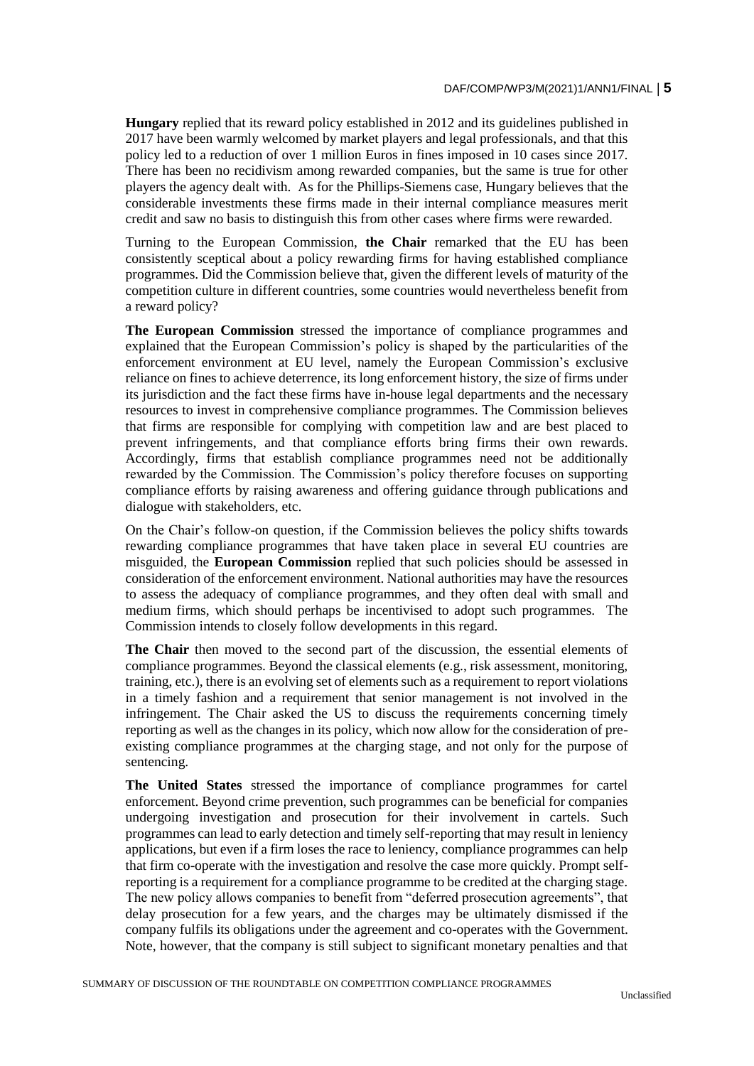**Hungary** replied that its reward policy established in 2012 and its guidelines published in 2017 have been warmly welcomed by market players and legal professionals, and that this policy led to a reduction of over 1 million Euros in fines imposed in 10 cases since 2017. There has been no recidivism among rewarded companies, but the same is true for other players the agency dealt with. As for the Phillips-Siemens case, Hungary believes that the considerable investments these firms made in their internal compliance measures merit credit and saw no basis to distinguish this from other cases where firms were rewarded.

Turning to the European Commission, **the Chair** remarked that the EU has been consistently sceptical about a policy rewarding firms for having established compliance programmes. Did the Commission believe that, given the different levels of maturity of the competition culture in different countries, some countries would nevertheless benefit from a reward policy?

**The European Commission** stressed the importance of compliance programmes and explained that the European Commission's policy is shaped by the particularities of the enforcement environment at EU level, namely the European Commission's exclusive reliance on fines to achieve deterrence, its long enforcement history, the size of firms under its jurisdiction and the fact these firms have in-house legal departments and the necessary resources to invest in comprehensive compliance programmes. The Commission believes that firms are responsible for complying with competition law and are best placed to prevent infringements, and that compliance efforts bring firms their own rewards. Accordingly, firms that establish compliance programmes need not be additionally rewarded by the Commission. The Commission's policy therefore focuses on supporting compliance efforts by raising awareness and offering guidance through publications and dialogue with stakeholders, etc.

On the Chair's follow-on question, if the Commission believes the policy shifts towards rewarding compliance programmes that have taken place in several EU countries are misguided, the **European Commission** replied that such policies should be assessed in consideration of the enforcement environment. National authorities may have the resources to assess the adequacy of compliance programmes, and they often deal with small and medium firms, which should perhaps be incentivised to adopt such programmes. The Commission intends to closely follow developments in this regard.

**The Chair** then moved to the second part of the discussion, the essential elements of compliance programmes. Beyond the classical elements (e.g., risk assessment, monitoring, training, etc.), there is an evolving set of elements such as a requirement to report violations in a timely fashion and a requirement that senior management is not involved in the infringement. The Chair asked the US to discuss the requirements concerning timely reporting as well as the changes in its policy, which now allow for the consideration of pre-existing compliance programmes at the charging stage, and not only for the purpose of sentencing.

**The United States** stressed the importance of compliance programmes for cartel enforcement. Beyond crime prevention, such programmes can be beneficial for companies undergoing investigation and prosecution for their involvement in cartels. Such programmes can lead to early detection and timely self-reporting that may result in leniency applications, but even if a firm loses the race to leniency, compliance programmes can help that firm co-operate with the investigation and resolve the case more quickly. Prompt self-reporting is a requirement for a compliance programme to be credited at the charging stage. The new policy allows companies to benefit from "deferred prosecution agreements", that delay prosecution for a few years, and the charges may be ultimately dismissed if the company fulfils its obligations under the agreement and co-operates with the Government. Note, however, that the company is still subject to significant monetary penalties and that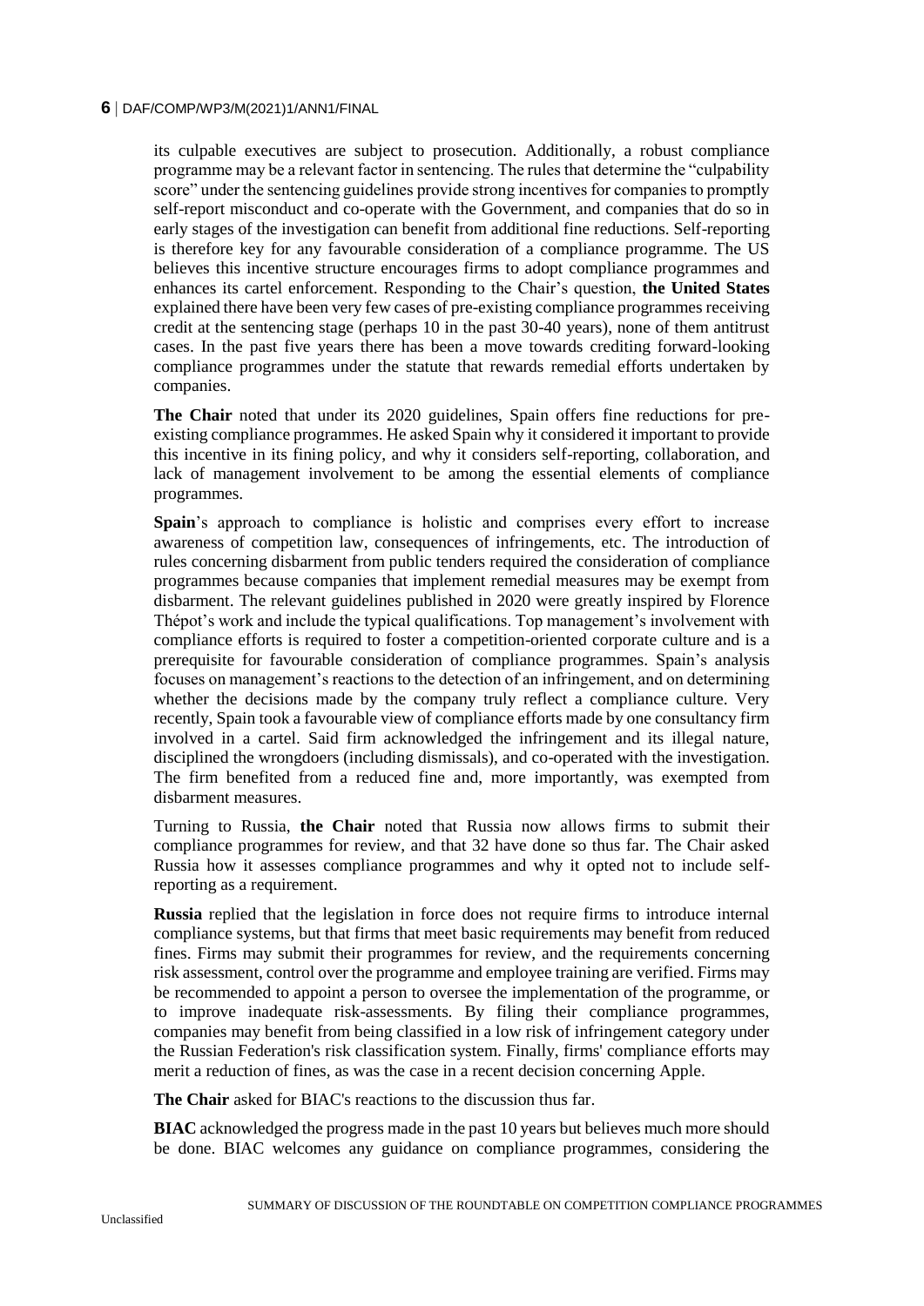its culpable executives are subject to prosecution. Additionally, a robust compliance programme may be a relevant factor in sentencing. The rules that determine the "culpability score" under the sentencing guidelines provide strong incentives for companies to promptly self-report misconduct and co-operate with the Government, and companies that do so in early stages of the investigation can benefit from additional fine reductions. Self-reporting is therefore key for any favourable consideration of a compliance programme. The US believes this incentive structure encourages firms to adopt compliance programmes and enhances its cartel enforcement. Responding to the Chair's question, **the United States** explained there have been very few cases of pre-existing compliance programmes receiving credit at the sentencing stage (perhaps 10 in the past 30-40 years), none of them antitrust cases. In the past five years there has been a move towards crediting forward-looking compliance programmes under the statute that rewards remedial efforts undertaken by companies.

**The Chair** noted that under its 2020 guidelines, Spain offers fine reductions for pre-existing compliance programmes. He asked Spain why it considered it important to provide this incentive in its fining policy, and why it considers self-reporting, collaboration, and lack of management involvement to be among the essential elements of compliance programmes.

**Spain**'s approach to compliance is holistic and comprises every effort to increase awareness of competition law, consequences of infringements, etc. The introduction of rules concerning disbarment from public tenders required the consideration of compliance programmes because companies that implement remedial measures may be exempt from disbarment. The relevant guidelines published in 2020 were greatly inspired by Florence Thépot's work and include the typical qualifications. Top management's involvement with compliance efforts is required to foster a competition-oriented corporate culture and is a prerequisite for favourable consideration of compliance programmes. Spain's analysis focuses on management's reactions to the detection of an infringement, and on determining whether the decisions made by the company truly reflect a compliance culture. Very recently, Spain took a favourable view of compliance efforts made by one consultancy firm involved in a cartel. Said firm acknowledged the infringement and its illegal nature, disciplined the wrongdoers (including dismissals), and co-operated with the investigation. The firm benefited from a reduced fine and, more importantly, was exempted from disbarment measures.

Turning to Russia, **the Chair** noted that Russia now allows firms to submit their compliance programmes for review, and that 32 have done so thus far. The Chair asked Russia how it assesses compliance programmes and why it opted not to include self-reporting as a requirement.

**Russia** replied that the legislation in force does not require firms to introduce internal compliance systems, but that firms that meet basic requirements may benefit from reduced fines. Firms may submit their programmes for review, and the requirements concerning risk assessment, control over the programme and employee training are verified. Firms may be recommended to appoint a person to oversee the implementation of the programme, or to improve inadequate risk-assessments. By filing their compliance programmes, companies may benefit from being classified in a low risk of infringement category under the Russian Federation's risk classification system. Finally, firms' compliance efforts may merit a reduction of fines, as was the case in a recent decision concerning Apple.

**The Chair** asked for BIAC's reactions to the discussion thus far.

**BIAC** acknowledged the progress made in the past 10 years but believes much more should be done. BIAC welcomes any guidance on compliance programmes, considering the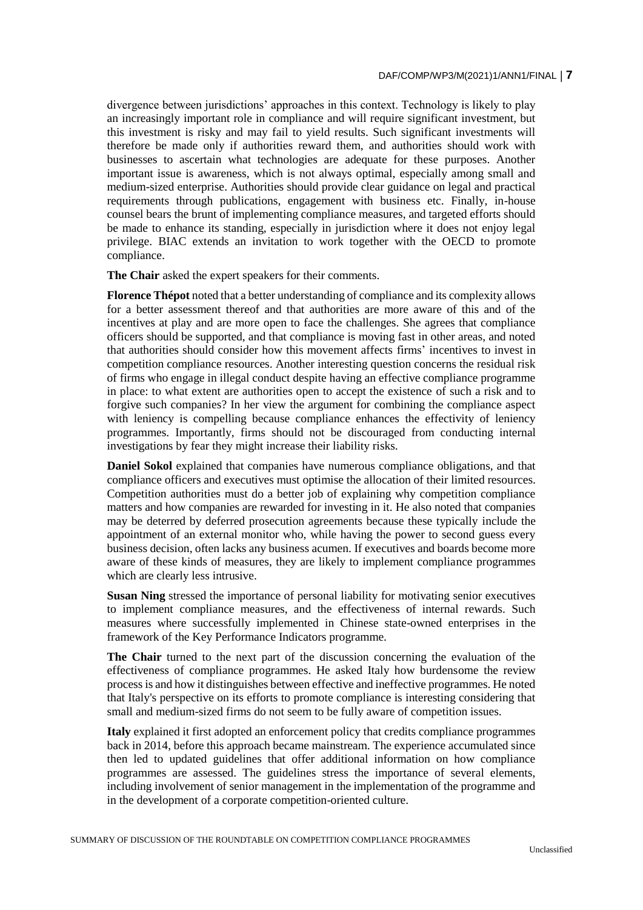divergence between jurisdictions' approaches in this context. Technology is likely to play an increasingly important role in compliance and will require significant investment, but this investment is risky and may fail to yield results. Such significant investments will therefore be made only if authorities reward them, and authorities should work with businesses to ascertain what technologies are adequate for these purposes. Another important issue is awareness, which is not always optimal, especially among small and medium-sized enterprise. Authorities should provide clear guidance on legal and practical requirements through publications, engagement with business etc. Finally, in-house counsel bears the brunt of implementing compliance measures, and targeted efforts should be made to enhance its standing, especially in jurisdiction where it does not enjoy legal privilege. BIAC extends an invitation to work together with the OECD to promote compliance.

**The Chair** asked the expert speakers for their comments.

**Florence Thépot** noted that a better understanding of compliance and its complexity allows for a better assessment thereof and that authorities are more aware of this and of the incentives at play and are more open to face the challenges. She agrees that compliance officers should be supported, and that compliance is moving fast in other areas, and noted that authorities should consider how this movement affects firms' incentives to invest in competition compliance resources. Another interesting question concerns the residual risk of firms who engage in illegal conduct despite having an effective compliance programme in place: to what extent are authorities open to accept the existence of such a risk and to forgive such companies? In her view the argument for combining the compliance aspect with leniency is compelling because compliance enhances the effectivity of leniency programmes. Importantly, firms should not be discouraged from conducting internal investigations by fear they might increase their liability risks.

**Daniel Sokol** explained that companies have numerous compliance obligations, and that compliance officers and executives must optimise the allocation of their limited resources. Competition authorities must do a better job of explaining why competition compliance matters and how companies are rewarded for investing in it. He also noted that companies may be deterred by deferred prosecution agreements because these typically include the appointment of an external monitor who, while having the power to second guess every business decision, often lacks any business acumen. If executives and boards become more aware of these kinds of measures, they are likely to implement compliance programmes which are clearly less intrusive.

**Susan Ning** stressed the importance of personal liability for motivating senior executives to implement compliance measures, and the effectiveness of internal rewards. Such measures where successfully implemented in Chinese state-owned enterprises in the framework of the Key Performance Indicators programme.

**The Chair** turned to the next part of the discussion concerning the evaluation of the effectiveness of compliance programmes. He asked Italy how burdensome the review process is and how it distinguishes between effective and ineffective programmes. He noted that Italy's perspective on its efforts to promote compliance is interesting considering that small and medium-sized firms do not seem to be fully aware of competition issues.

**Italy** explained it first adopted an enforcement policy that credits compliance programmes back in 2014, before this approach became mainstream. The experience accumulated since then led to updated guidelines that offer additional information on how compliance programmes are assessed. The guidelines stress the importance of several elements, including involvement of senior management in the implementation of the programme and in the development of a corporate competition-oriented culture.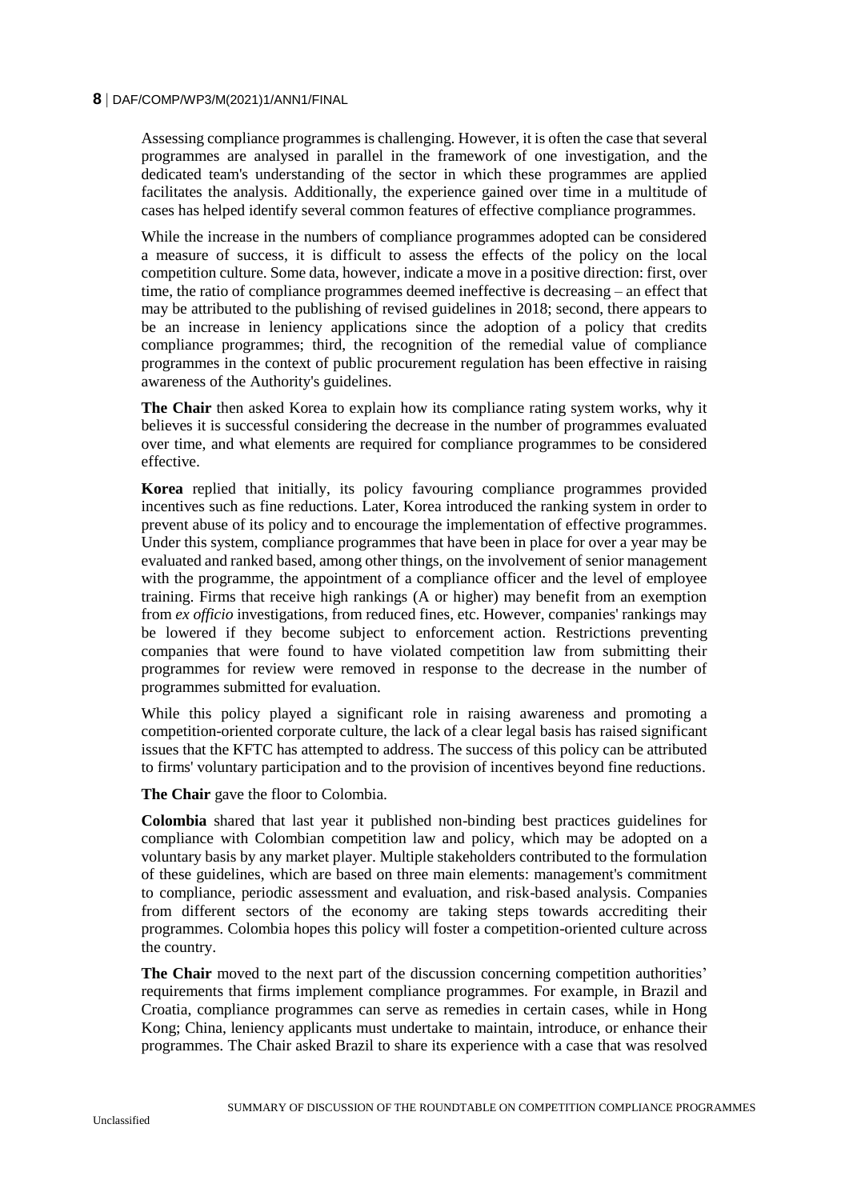Assessing compliance programmes is challenging. However, it is often the case that several programmes are analysed in parallel in the framework of one investigation, and the dedicated team's understanding of the sector in which these programmes are applied facilitates the analysis. Additionally, the experience gained over time in a multitude of cases has helped identify several common features of effective compliance programmes.

While the increase in the numbers of compliance programmes adopted can be considered a measure of success, it is difficult to assess the effects of the policy on the local competition culture. Some data, however, indicate a move in a positive direction: first, over time, the ratio of compliance programmes deemed ineffective is decreasing – an effect that may be attributed to the publishing of revised guidelines in 2018; second, there appears to be an increase in leniency applications since the adoption of a policy that credits compliance programmes; third, the recognition of the remedial value of compliance programmes in the context of public procurement regulation has been effective in raising awareness of the Authority's guidelines.

**The Chair** then asked Korea to explain how its compliance rating system works, why it believes it is successful considering the decrease in the number of programmes evaluated over time, and what elements are required for compliance programmes to be considered effective.

**Korea** replied that initially, its policy favouring compliance programmes provided incentives such as fine reductions. Later, Korea introduced the ranking system in order to prevent abuse of its policy and to encourage the implementation of effective programmes. Under this system, compliance programmes that have been in place for over a year may be evaluated and ranked based, among other things, on the involvement of senior management with the programme, the appointment of a compliance officer and the level of employee training. Firms that receive high rankings (A or higher) may benefit from an exemption from *ex officio* investigations, from reduced fines, etc. However, companies' rankings may be lowered if they become subject to enforcement action. Restrictions preventing companies that were found to have violated competition law from submitting their programmes for review were removed in response to the decrease in the number of programmes submitted for evaluation.

While this policy played a significant role in raising awareness and promoting a competition-oriented corporate culture, the lack of a clear legal basis has raised significant issues that the KFTC has attempted to address. The success of this policy can be attributed to firms' voluntary participation and to the provision of incentives beyond fine reductions.

**The Chair** gave the floor to Colombia.

**Colombia** shared that last year it published non-binding best practices guidelines for compliance with Colombian competition law and policy, which may be adopted on a voluntary basis by any market player. Multiple stakeholders contributed to the formulation of these guidelines, which are based on three main elements: management's commitment to compliance, periodic assessment and evaluation, and risk-based analysis. Companies from different sectors of the economy are taking steps towards accrediting their programmes. Colombia hopes this policy will foster a competition-oriented culture across the country.

**The Chair** moved to the next part of the discussion concerning competition authorities' requirements that firms implement compliance programmes. For example, in Brazil and Croatia, compliance programmes can serve as remedies in certain cases, while in Hong Kong; China, leniency applicants must undertake to maintain, introduce, or enhance their programmes. The Chair asked Brazil to share its experience with a case that was resolved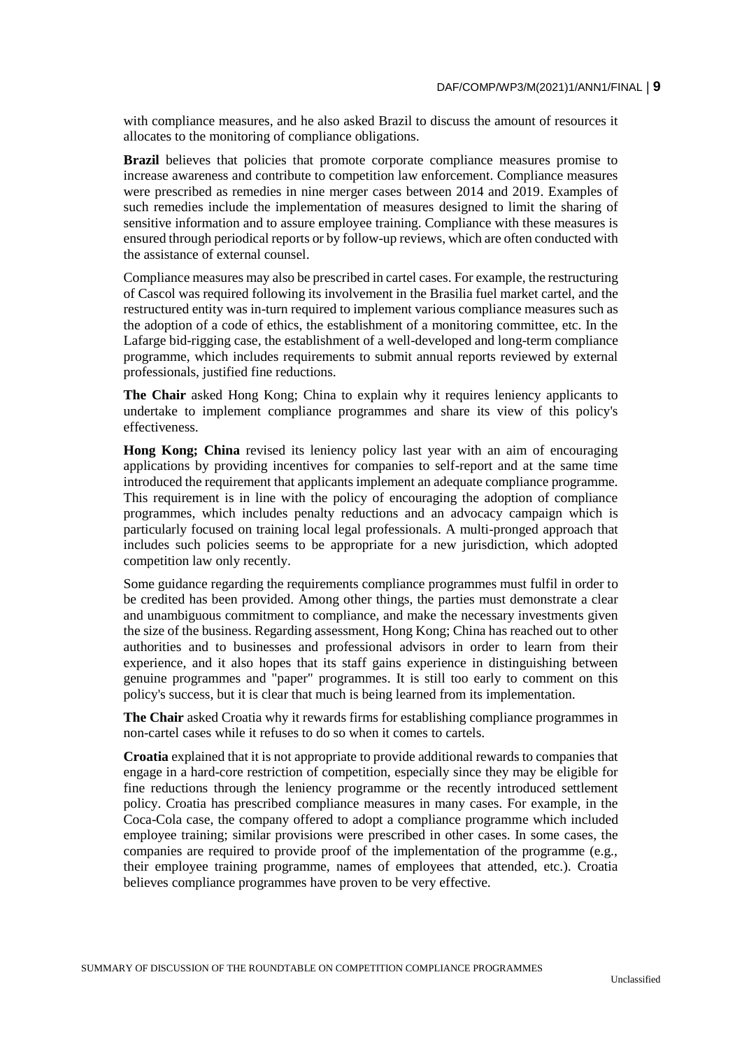with compliance measures, and he also asked Brazil to discuss the amount of resources it allocates to the monitoring of compliance obligations.

**Brazil** believes that policies that promote corporate compliance measures promise to increase awareness and contribute to competition law enforcement. Compliance measures were prescribed as remedies in nine merger cases between 2014 and 2019. Examples of such remedies include the implementation of measures designed to limit the sharing of sensitive information and to assure employee training. Compliance with these measures is ensured through periodical reports or by follow-up reviews, which are often conducted with the assistance of external counsel.

Compliance measures may also be prescribed in cartel cases. For example, the restructuring of Cascol was required following its involvement in the Brasilia fuel market cartel, and the restructured entity was in-turn required to implement various compliance measures such as the adoption of a code of ethics, the establishment of a monitoring committee, etc. In the Lafarge bid-rigging case, the establishment of a well-developed and long-term compliance programme, which includes requirements to submit annual reports reviewed by external professionals, justified fine reductions.

**The Chair** asked Hong Kong; China to explain why it requires leniency applicants to undertake to implement compliance programmes and share its view of this policy's effectiveness.

**Hong Kong; China** revised its leniency policy last year with an aim of encouraging applications by providing incentives for companies to self-report and at the same time introduced the requirement that applicants implement an adequate compliance programme. This requirement is in line with the policy of encouraging the adoption of compliance programmes, which includes penalty reductions and an advocacy campaign which is particularly focused on training local legal professionals. A multi-pronged approach that includes such policies seems to be appropriate for a new jurisdiction, which adopted competition law only recently.

Some guidance regarding the requirements compliance programmes must fulfil in order to be credited has been provided. Among other things, the parties must demonstrate a clear and unambiguous commitment to compliance, and make the necessary investments given the size of the business. Regarding assessment, Hong Kong; China has reached out to other authorities and to businesses and professional advisors in order to learn from their experience, and it also hopes that its staff gains experience in distinguishing between genuine programmes and "paper" programmes. It is still too early to comment on this policy's success, but it is clear that much is being learned from its implementation.

**The Chair** asked Croatia why it rewards firms for establishing compliance programmes in non-cartel cases while it refuses to do so when it comes to cartels.

**Croatia** explained that it is not appropriate to provide additional rewards to companies that engage in a hard-core restriction of competition, especially since they may be eligible for fine reductions through the leniency programme or the recently introduced settlement policy. Croatia has prescribed compliance measures in many cases. For example, in the Coca-Cola case, the company offered to adopt a compliance programme which included employee training; similar provisions were prescribed in other cases. In some cases, the companies are required to provide proof of the implementation of the programme (e.g., their employee training programme, names of employees that attended, etc.). Croatia believes compliance programmes have proven to be very effective.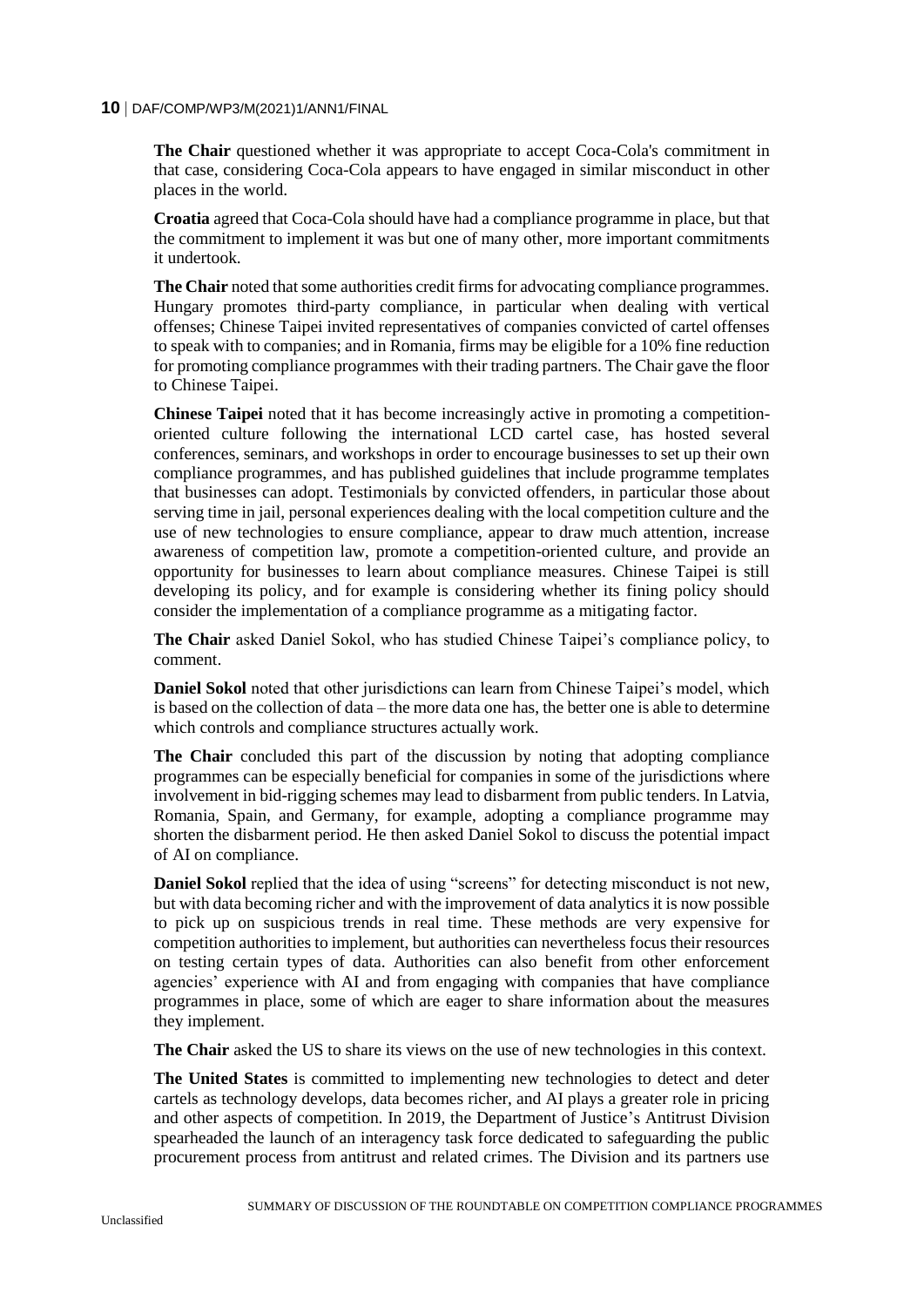**The Chair** questioned whether it was appropriate to accept Coca-Cola's commitment in that case, considering Coca-Cola appears to have engaged in similar misconduct in other places in the world.

**Croatia** agreed that Coca-Cola should have had a compliance programme in place, but that the commitment to implement it was but one of many other, more important commitments it undertook.

**The Chair** noted that some authorities credit firms for advocating compliance programmes. Hungary promotes third-party compliance, in particular when dealing with vertical offenses; Chinese Taipei invited representatives of companies convicted of cartel offenses to speak with to companies; and in Romania, firms may be eligible for a 10% fine reduction for promoting compliance programmes with their trading partners. The Chair gave the floor to Chinese Taipei.

**Chinese Taipei** noted that it has become increasingly active in promoting a competition-oriented culture following the international LCD cartel case, has hosted several conferences, seminars, and workshops in order to encourage businesses to set up their own compliance programmes, and has published guidelines that include programme templates that businesses can adopt. Testimonials by convicted offenders, in particular those about serving time in jail, personal experiences dealing with the local competition culture and the use of new technologies to ensure compliance, appear to draw much attention, increase awareness of competition law, promote a competition-oriented culture, and provide an opportunity for businesses to learn about compliance measures. Chinese Taipei is still developing its policy, and for example is considering whether its fining policy should consider the implementation of a compliance programme as a mitigating factor.

**The Chair** asked Daniel Sokol, who has studied Chinese Taipei's compliance policy, to comment.

**Daniel Sokol** noted that other jurisdictions can learn from Chinese Taipei's model, which is based on the collection of data – the more data one has, the better one is able to determine which controls and compliance structures actually work.

**The Chair** concluded this part of the discussion by noting that adopting compliance programmes can be especially beneficial for companies in some of the jurisdictions where involvement in bid-rigging schemes may lead to disbarment from public tenders. In Latvia, Romania, Spain, and Germany, for example, adopting a compliance programme may shorten the disbarment period. He then asked Daniel Sokol to discuss the potential impact of AI on compliance.

**Daniel Sokol** replied that the idea of using "screens" for detecting misconduct is not new, but with data becoming richer and with the improvement of data analytics it is now possible to pick up on suspicious trends in real time. These methods are very expensive for competition authorities to implement, but authorities can nevertheless focus their resources on testing certain types of data. Authorities can also benefit from other enforcement agencies' experience with AI and from engaging with companies that have compliance programmes in place, some of which are eager to share information about the measures they implement.

**The Chair** asked the US to share its views on the use of new technologies in this context.

**The United States** is committed to implementing new technologies to detect and deter cartels as technology develops, data becomes richer, and AI plays a greater role in pricing and other aspects of competition. In 2019, the Department of Justice's Antitrust Division spearheaded the launch of an interagency task force dedicated to safeguarding the public procurement process from antitrust and related crimes. The Division and its partners use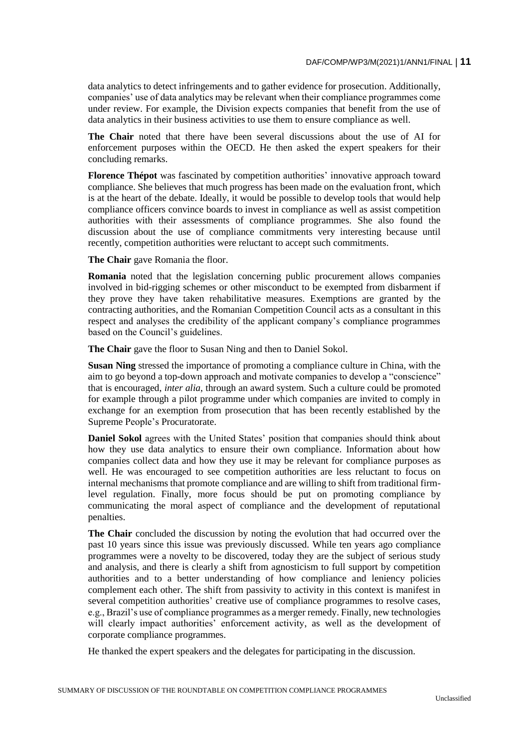data analytics to detect infringements and to gather evidence for prosecution. Additionally, companies' use of data analytics may be relevant when their compliance programmes come under review. For example, the Division expects companies that benefit from the use of data analytics in their business activities to use them to ensure compliance as well.

**The Chair** noted that there have been several discussions about the use of AI for enforcement purposes within the OECD. He then asked the expert speakers for their concluding remarks.

**Florence Thépot** was fascinated by competition authorities' innovative approach toward compliance. She believes that much progress has been made on the evaluation front, which is at the heart of the debate. Ideally, it would be possible to develop tools that would help compliance officers convince boards to invest in compliance as well as assist competition authorities with their assessments of compliance programmes. She also found the discussion about the use of compliance commitments very interesting because until recently, competition authorities were reluctant to accept such commitments.

**The Chair** gave Romania the floor.

**Romania** noted that the legislation concerning public procurement allows companies involved in bid-rigging schemes or other misconduct to be exempted from disbarment if they prove they have taken rehabilitative measures. Exemptions are granted by the contracting authorities, and the Romanian Competition Council acts as a consultant in this respect and analyses the credibility of the applicant company's compliance programmes based on the Council's guidelines.

**The Chair** gave the floor to Susan Ning and then to Daniel Sokol.

**Susan Ning** stressed the importance of promoting a compliance culture in China, with the aim to go beyond a top-down approach and motivate companies to develop a "conscience" that is encouraged, *inter alia*, through an award system. Such a culture could be promoted for example through a pilot programme under which companies are invited to comply in exchange for an exemption from prosecution that has been recently established by the Supreme People's Procuratorate.

**Daniel Sokol** agrees with the United States' position that companies should think about how they use data analytics to ensure their own compliance. Information about how companies collect data and how they use it may be relevant for compliance purposes as well. He was encouraged to see competition authorities are less reluctant to focus on internal mechanisms that promote compliance and are willing to shift from traditional firm-level regulation. Finally, more focus should be put on promoting compliance by communicating the moral aspect of compliance and the development of reputational penalties.

**The Chair** concluded the discussion by noting the evolution that had occurred over the past 10 years since this issue was previously discussed. While ten years ago compliance programmes were a novelty to be discovered, today they are the subject of serious study and analysis, and there is clearly a shift from agnosticism to full support by competition authorities and to a better understanding of how compliance and leniency policies complement each other. The shift from passivity to activity in this context is manifest in several competition authorities' creative use of compliance programmes to resolve cases, e.g., Brazil's use of compliance programmes as a merger remedy. Finally, new technologies will clearly impact authorities' enforcement activity, as well as the development of corporate compliance programmes.

He thanked the expert speakers and the delegates for participating in the discussion.